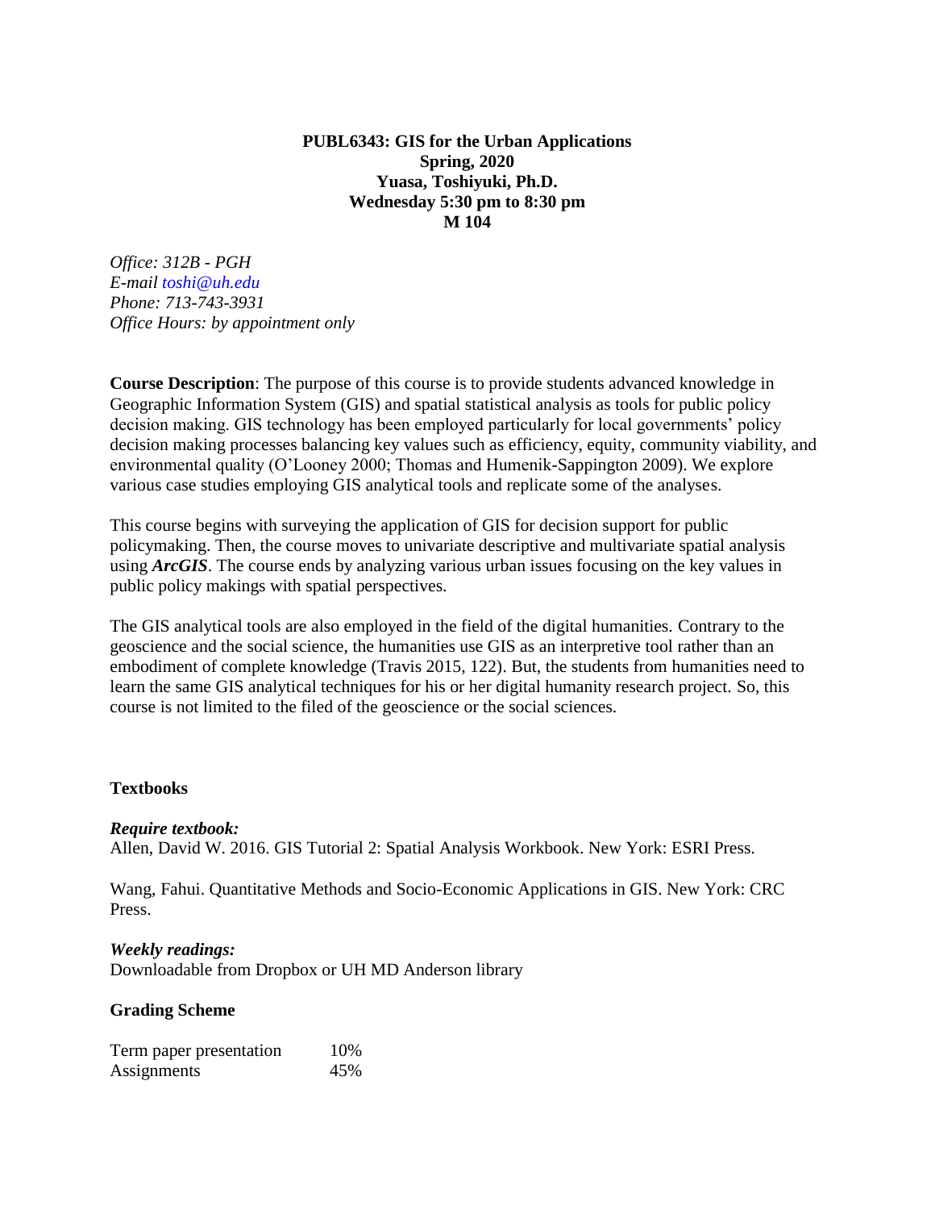**PUBL6343: GIS for the Urban Applications**
**Spring, 2020**
**Yuasa, Toshiyuki, Ph.D.**
**Wednesday 5:30 pm to 8:30 pm**
**M 104**

*Office: 312B - PGH*
*E-mail toshi@uh.edu*
*Phone: 713-743-3931*
*Office Hours: by appointment only*

**Course Description**: The purpose of this course is to provide students advanced knowledge in Geographic Information System (GIS) and spatial statistical analysis as tools for public policy decision making. GIS technology has been employed particularly for local governments' policy decision making processes balancing key values such as efficiency, equity, community viability, and environmental quality (O'Looney 2000; Thomas and Humenik-Sappington 2009). We explore various case studies employing GIS analytical tools and replicate some of the analyses.

This course begins with surveying the application of GIS for decision support for public policymaking. Then, the course moves to univariate descriptive and multivariate spatial analysis using ***ArcGIS***. The course ends by analyzing various urban issues focusing on the key values in public policy makings with spatial perspectives.

The GIS analytical tools are also employed in the field of the digital humanities. Contrary to the geoscience and the social science, the humanities use GIS as an interpretive tool rather than an embodiment of complete knowledge (Travis 2015, 122). But, the students from humanities need to learn the same GIS analytical techniques for his or her digital humanity research project. So, this course is not limited to the filed of the geoscience or the social sciences.

**Textbooks**

***Require textbook:***
Allen, David W. 2016. GIS Tutorial 2: Spatial Analysis Workbook. New York: ESRI Press.

Wang, Fahui. Quantitative Methods and Socio-Economic Applications in GIS. New York: CRC Press.

***Weekly readings:***
Downloadable from Dropbox or UH MD Anderson library

**Grading Scheme**

| | |
|---|---|
| Term paper presentation | 10% |
| Assignments | 45% |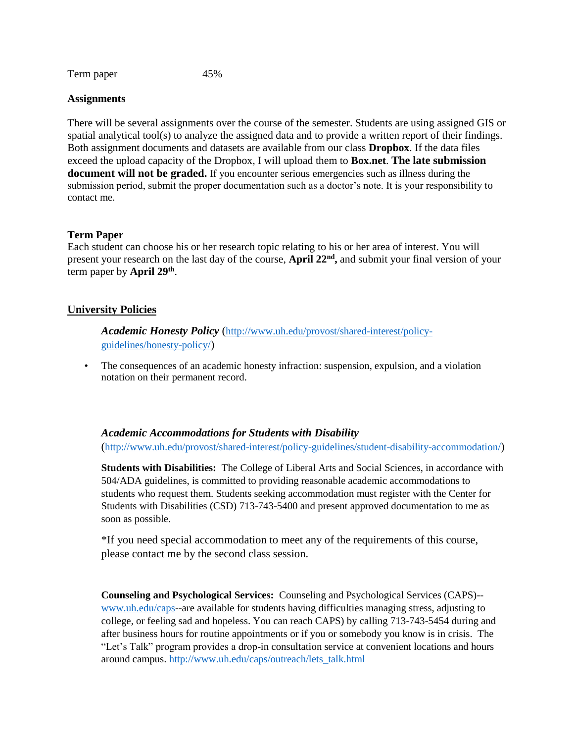| Term paper | 45% |
|---|---|

**Assignments**

There will be several assignments over the course of the semester. Students are using assigned GIS or spatial analytical tool(s) to analyze the assigned data and to provide a written report of their findings. Both assignment documents and datasets are available from our class **Dropbox**. If the data files exceed the upload capacity of the Dropbox, I will upload them to **Box.net**. **The late submission document will not be graded.** If you encounter serious emergencies such as illness during the submission period, submit the proper documentation such as a doctor's note. It is your responsibility to contact me.

**Term Paper**

Each student can choose his or her research topic relating to his or her area of interest. You will present your research on the last day of the course, **April 22nd,** and submit your final version of your term paper by **April 29th**.

## University Policies

***Academic Honesty Policy*** (http://www.uh.edu/provost/shared-interest/policy-guidelines/honesty-policy/)

- The consequences of an academic honesty infraction: suspension, expulsion, and a violation notation on their permanent record.

***Academic Accommodations for Students with Disability*** (http://www.uh.edu/provost/shared-interest/policy-guidelines/student-disability-accommodation/)

**Students with Disabilities:** The College of Liberal Arts and Social Sciences, in accordance with 504/ADA guidelines, is committed to providing reasonable academic accommodations to students who request them. Students seeking accommodation must register with the Center for Students with Disabilities (CSD) 713-743-5400 and present approved documentation to me as soon as possible.

*If you need special accommodation to meet any of the requirements of this course, please contact me by the second class session.

**Counseling and Psychological Services:** Counseling and Psychological Services (CAPS)--www.uh.edu/caps--are available for students having difficulties managing stress, adjusting to college, or feeling sad and hopeless. You can reach CAPS) by calling 713-743-5454 during and after business hours for routine appointments or if you or somebody you know is in crisis. The "Let's Talk" program provides a drop-in consultation service at convenient locations and hours around campus. http://www.uh.edu/caps/outreach/lets_talk.html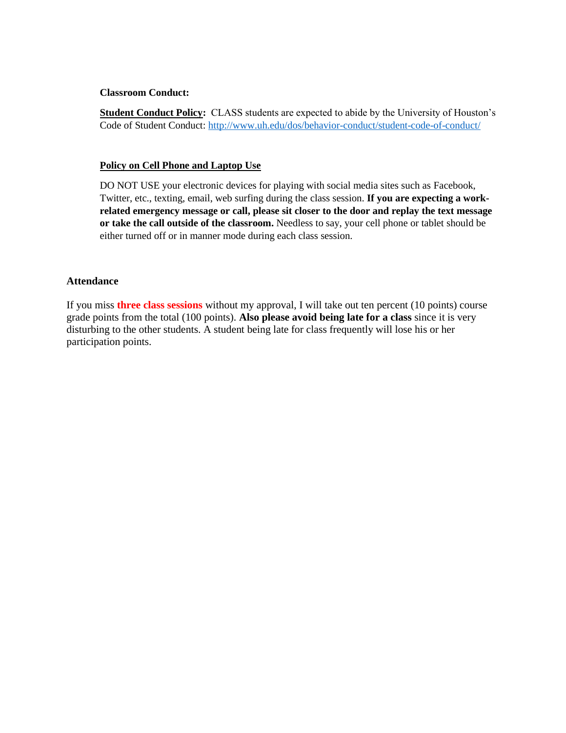**Classroom Conduct:**

**Student Conduct Policy:** CLASS students are expected to abide by the University of Houston's Code of Student Conduct: http://www.uh.edu/dos/behavior-conduct/student-code-of-conduct/

**Policy on Cell Phone and Laptop Use**

DO NOT USE your electronic devices for playing with social media sites such as Facebook, Twitter, etc., texting, email, web surfing during the class session. **If you are expecting a work-related emergency message or call, please sit closer to the door and replay the text message or take the call outside of the classroom.** Needless to say, your cell phone or tablet should be either turned off or in manner mode during each class session.

## Attendance

If you miss **three class sessions** without my approval, I will take out ten percent (10 points) course grade points from the total (100 points). **Also please avoid being late for a class** since it is very disturbing to the other students. A student being late for class frequently will lose his or her participation points.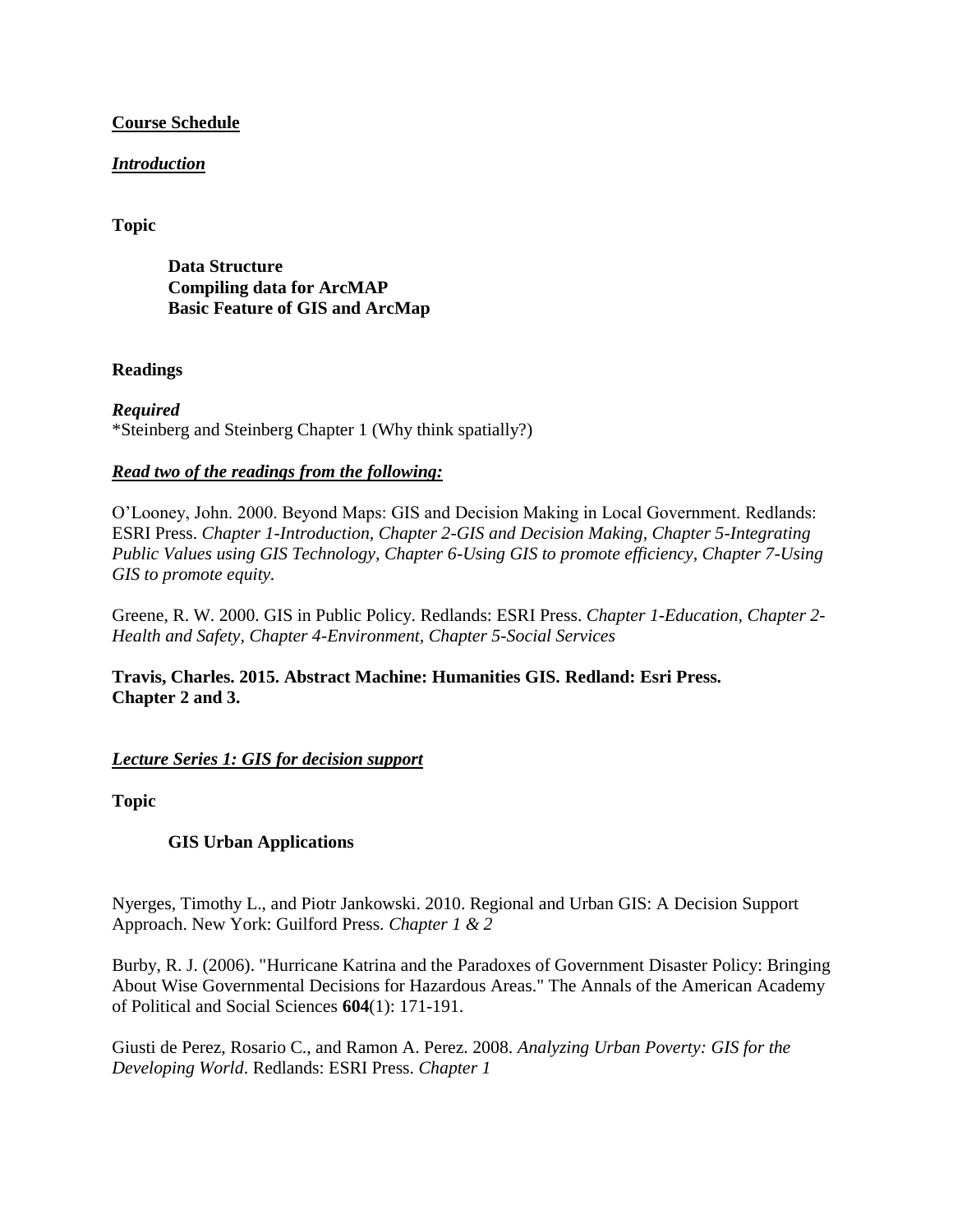**<u>Course Schedule</u>**

***<u>Introduction</u>***

**Topic**

> **Data Structure**
> **Compiling data for ArcMAP**
> **Basic Feature of GIS and ArcMap**

**Readings**

***Required***
*Steinberg and Steinberg Chapter 1 (Why think spatially?)

***<u>Read two of the readings from the following:</u>***

O'Looney, John. 2000. Beyond Maps: GIS and Decision Making in Local Government. Redlands: ESRI Press. *Chapter 1-Introduction, Chapter 2-GIS and Decision Making, Chapter 5-Integrating Public Values using GIS Technology, Chapter 6-Using GIS to promote efficiency, Chapter 7-Using GIS to promote equity.*

Greene, R. W. 2000. GIS in Public Policy. Redlands: ESRI Press. *Chapter 1-Education, Chapter 2-Health and Safety, Chapter 4-Environment, Chapter 5-Social Services*

**Travis, Charles. 2015. Abstract Machine: Humanities GIS. Redland: Esri Press. Chapter 2 and 3.**

***<u>Lecture Series 1: GIS for decision support</u>***

**Topic**

> **GIS Urban Applications**

Nyerges, Timothy L., and Piotr Jankowski. 2010. Regional and Urban GIS: A Decision Support Approach. New York: Guilford Press. *Chapter 1 & 2*

Burby, R. J. (2006). "Hurricane Katrina and the Paradoxes of Government Disaster Policy: Bringing About Wise Governmental Decisions for Hazardous Areas." The Annals of the American Academy of Political and Social Sciences **604**(1): 171-191.

Giusti de Perez, Rosario C., and Ramon A. Perez. 2008. *Analyzing Urban Poverty: GIS for the Developing World*. Redlands: ESRI Press. *Chapter 1*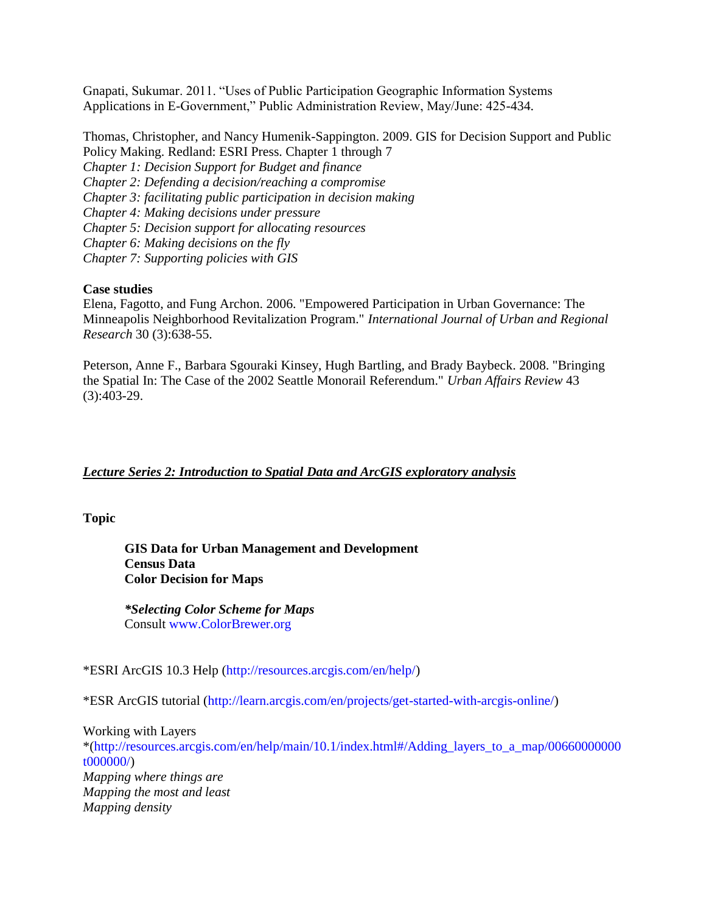Gnapati, Sukumar. 2011. "Uses of Public Participation Geographic Information Systems Applications in E-Government," Public Administration Review, May/June: 425-434.

Thomas, Christopher, and Nancy Humenik-Sappington. 2009. GIS for Decision Support and Public Policy Making. Redland: ESRI Press. Chapter 1 through 7
*Chapter 1: Decision Support for Budget and finance*
*Chapter 2: Defending a decision/reaching a compromise*
*Chapter 3: facilitating public participation in decision making*
*Chapter 4: Making decisions under pressure*
*Chapter 5: Decision support for allocating resources*
*Chapter 6: Making decisions on the fly*
*Chapter 7: Supporting policies with GIS*

**Case studies**
Elena, Fagotto, and Fung Archon. 2006. "Empowered Participation in Urban Governance: The Minneapolis Neighborhood Revitalization Program." *International Journal of Urban and Regional Research* 30 (3):638-55.

Peterson, Anne F., Barbara Sgouraki Kinsey, Hugh Bartling, and Brady Baybeck. 2008. "Bringing the Spatial In: The Case of the 2002 Seattle Monorail Referendum." *Urban Affairs Review* 43 (3):403-29.

## ***Lecture Series 2: Introduction to Spatial Data and ArcGIS exploratory analysis***

**Topic**

**GIS Data for Urban Management and Development**
**Census Data**
**Color Decision for Maps**

***Selecting Color Scheme for Maps**
Consult www.ColorBrewer.org

*ESRI ArcGIS 10.3 Help (http://resources.arcgis.com/en/help/)

*ESR ArcGIS tutorial (http://learn.arcgis.com/en/projects/get-started-with-arcgis-online/)

Working with Layers
*(http://resources.arcgis.com/en/help/main/10.1/index.html#/Adding_layers_to_a_map/00660000000t000000/)
*Mapping where things are*
*Mapping the most and least*
*Mapping density*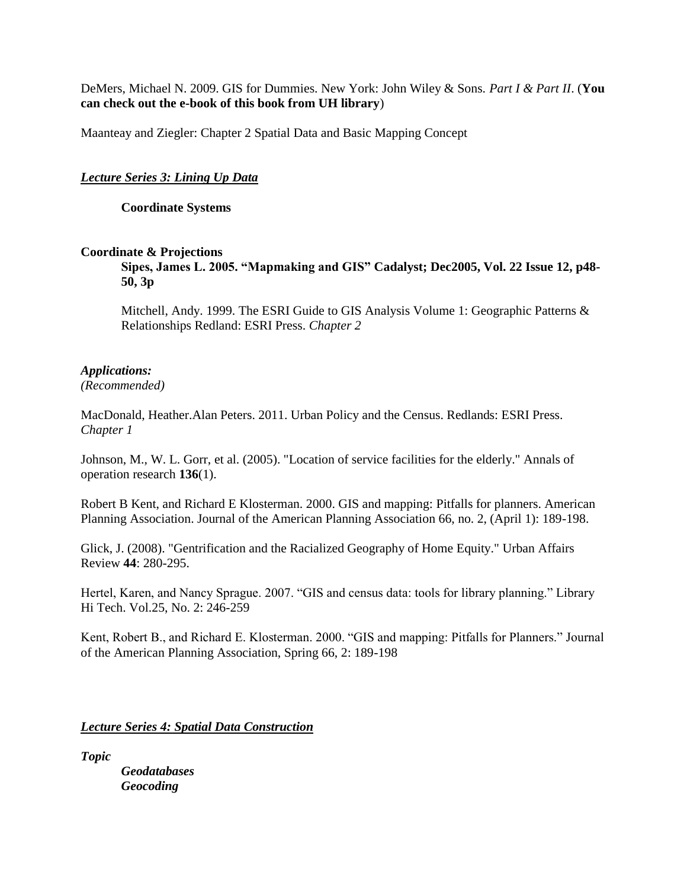DeMers, Michael N. 2009. GIS for Dummies. New York: John Wiley & Sons. *Part I & Part II*. (**You can check out the e-book of this book from UH library**)

Maanteay and Ziegler: Chapter 2 Spatial Data and Basic Mapping Concept

***Lecture Series 3: Lining Up Data***

**Coordinate Systems**

**Coordinate & Projections**

**Sipes, James L. 2005. "Mapmaking and GIS" Cadalyst; Dec2005, Vol. 22 Issue 12, p48-50, 3p**

Mitchell, Andy. 1999. The ESRI Guide to GIS Analysis Volume 1: Geographic Patterns & Relationships Redland: ESRI Press. *Chapter 2*

***Applications:***
*(Recommended)*

MacDonald, Heather.Alan Peters. 2011. Urban Policy and the Census. Redlands: ESRI Press. *Chapter 1*

Johnson, M., W. L. Gorr, et al. (2005). "Location of service facilities for the elderly." Annals of operation research **136**(1).

Robert B Kent, and Richard E Klosterman. 2000. GIS and mapping: Pitfalls for planners. American Planning Association. Journal of the American Planning Association 66, no. 2, (April 1): 189-198.

Glick, J. (2008). "Gentrification and the Racialized Geography of Home Equity." Urban Affairs Review **44**: 280-295.

Hertel, Karen, and Nancy Sprague. 2007. "GIS and census data: tools for library planning." Library Hi Tech. Vol.25, No. 2: 246-259

Kent, Robert B., and Richard E. Klosterman. 2000. "GIS and mapping: Pitfalls for Planners." Journal of the American Planning Association, Spring 66, 2: 189-198

***Lecture Series 4: Spatial Data Construction***

***Topic***

***Geodatabases***
***Geocoding***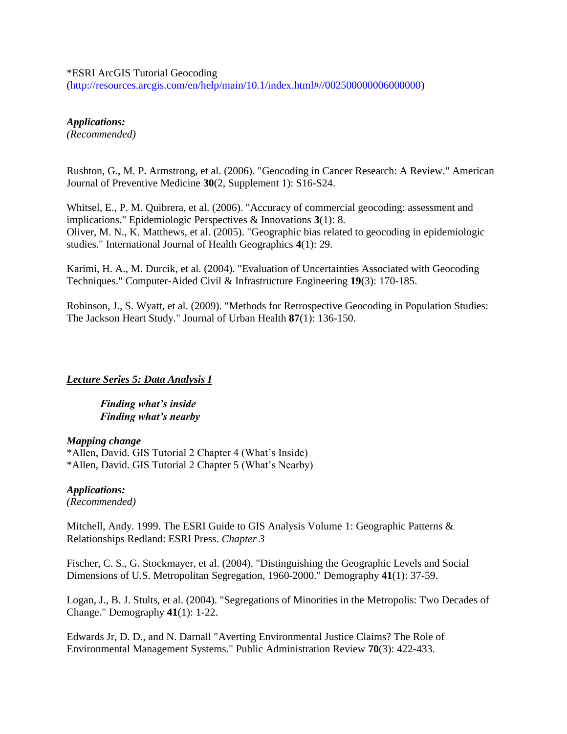*ESRI ArcGIS Tutorial Geocoding
(http://resources.arcgis.com/en/help/main/10.1/index.html#//002500000006000000)

***Applications:***
*(Recommended)*

Rushton, G., M. P. Armstrong, et al. (2006). "Geocoding in Cancer Research: A Review." American Journal of Preventive Medicine **30**(2, Supplement 1): S16-S24.

Whitsel, E., P. M. Quibrera, et al. (2006). "Accuracy of commercial geocoding: assessment and implications." Epidemiologic Perspectives & Innovations **3**(1): 8.
Oliver, M. N., K. Matthews, et al. (2005). "Geographic bias related to geocoding in epidemiologic studies." International Journal of Health Geographics **4**(1): 29.

Karimi, H. A., M. Durcik, et al. (2004). "Evaluation of Uncertainties Associated with Geocoding Techniques." Computer-Aided Civil & Infrastructure Engineering **19**(3): 170-185.

Robinson, J., S. Wyatt, et al. (2009). "Methods for Retrospective Geocoding in Population Studies: The Jackson Heart Study." Journal of Urban Health **87**(1): 136-150.

## ***Lecture Series 5: Data Analysis I***

> ***Finding what's inside***
> ***Finding what's nearby***

***Mapping change***
*Allen, David. GIS Tutorial 2 Chapter 4 (What's Inside)
*Allen, David. GIS Tutorial 2 Chapter 5 (What's Nearby)

***Applications:***
*(Recommended)*

Mitchell, Andy. 1999. The ESRI Guide to GIS Analysis Volume 1: Geographic Patterns & Relationships Redland: ESRI Press. *Chapter 3*

Fischer, C. S., G. Stockmayer, et al. (2004). "Distinguishing the Geographic Levels and Social Dimensions of U.S. Metropolitan Segregation, 1960-2000." Demography **41**(1): 37-59.

Logan, J., B. J. Stults, et al. (2004). "Segregations of Minorities in the Metropolis: Two Decades of Change." Demography **41**(1): 1-22.

Edwards Jr, D. D., and N. Darnall "Averting Environmental Justice Claims? The Role of Environmental Management Systems." Public Administration Review **70**(3): 422-433.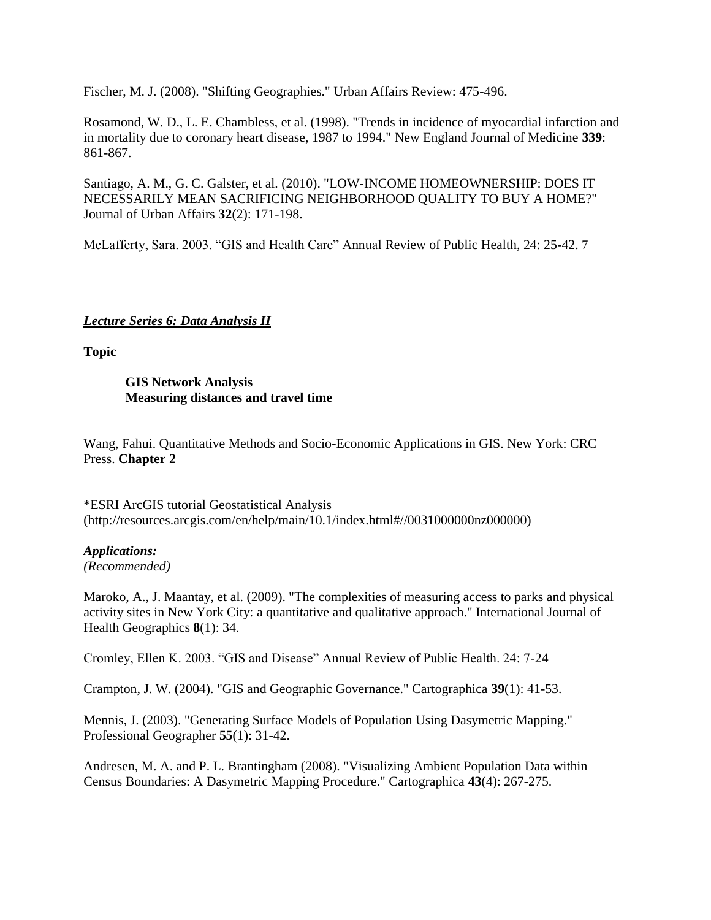Fischer, M. J. (2008). "Shifting Geographies." Urban Affairs Review: 475-496.

Rosamond, W. D., L. E. Chambless, et al. (1998). "Trends in incidence of myocardial infarction and in mortality due to coronary heart disease, 1987 to 1994." New England Journal of Medicine **339**: 861-867.

Santiago, A. M., G. C. Galster, et al. (2010). "LOW-INCOME HOMEOWNERSHIP: DOES IT NECESSARILY MEAN SACRIFICING NEIGHBORHOOD QUALITY TO BUY A HOME?" Journal of Urban Affairs **32**(2): 171-198.

McLafferty, Sara. 2003. "GIS and Health Care" Annual Review of Public Health, 24: 25-42. 7

***Lecture Series 6: Data Analysis II***

**Topic**

> **GIS Network Analysis**
> **Measuring distances and travel time**

Wang, Fahui. Quantitative Methods and Socio-Economic Applications in GIS. New York: CRC Press. **Chapter 2**

*ESRI ArcGIS tutorial Geostatistical Analysis (http://resources.arcgis.com/en/help/main/10.1/index.html#//0031000000nz000000)

***Applications:***
*(Recommended)*

Maroko, A., J. Maantay, et al. (2009). "The complexities of measuring access to parks and physical activity sites in New York City: a quantitative and qualitative approach." International Journal of Health Geographics **8**(1): 34.

Cromley, Ellen K. 2003. "GIS and Disease" Annual Review of Public Health. 24: 7-24

Crampton, J. W. (2004). "GIS and Geographic Governance." Cartographica **39**(1): 41-53.

Mennis, J. (2003). "Generating Surface Models of Population Using Dasymetric Mapping." Professional Geographer **55**(1): 31-42.

Andresen, M. A. and P. L. Brantingham (2008). "Visualizing Ambient Population Data within Census Boundaries: A Dasymetric Mapping Procedure." Cartographica **43**(4): 267-275.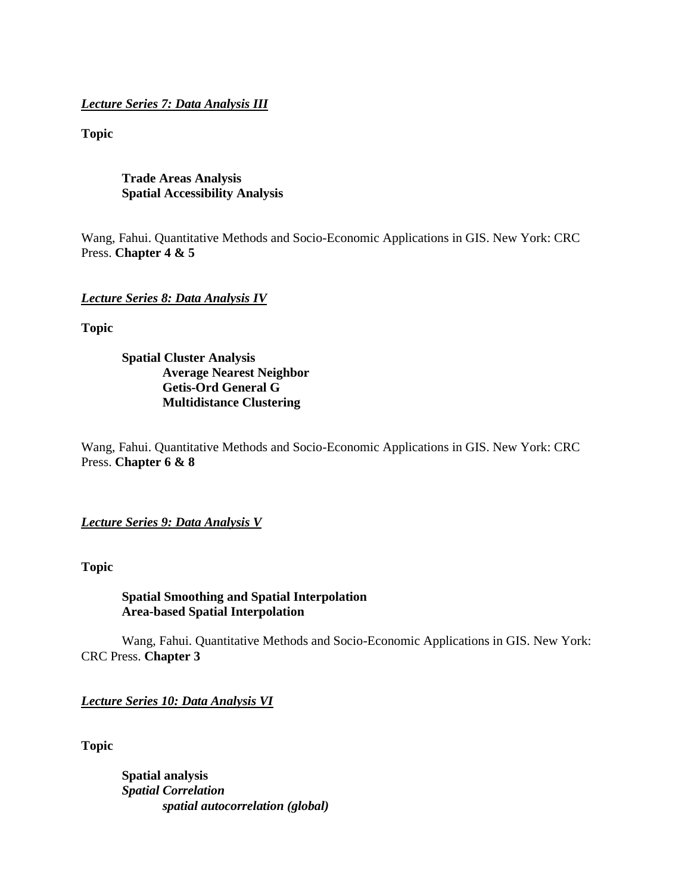***Lecture Series 7: Data Analysis III***

**Topic**

> **Trade Areas Analysis**
> **Spatial Accessibility Analysis**

Wang, Fahui. Quantitative Methods and Socio-Economic Applications in GIS. New York: CRC Press. **Chapter 4 & 5**

***Lecture Series 8: Data Analysis IV***

**Topic**

> **Spatial Cluster Analysis**
>> **Average Nearest Neighbor**
>> **Getis-Ord General G**
>> **Multidistance Clustering**

Wang, Fahui. Quantitative Methods and Socio-Economic Applications in GIS. New York: CRC Press. **Chapter 6 & 8**

***Lecture Series 9: Data Analysis V***

**Topic**

> **Spatial Smoothing and Spatial Interpolation**
> **Area-based Spatial Interpolation**

Wang, Fahui. Quantitative Methods and Socio-Economic Applications in GIS. New York: CRC Press. **Chapter 3**

***Lecture Series 10: Data Analysis VI***

**Topic**

> **Spatial analysis**
> ***Spatial Correlation***
>> ***spatial autocorrelation (global)***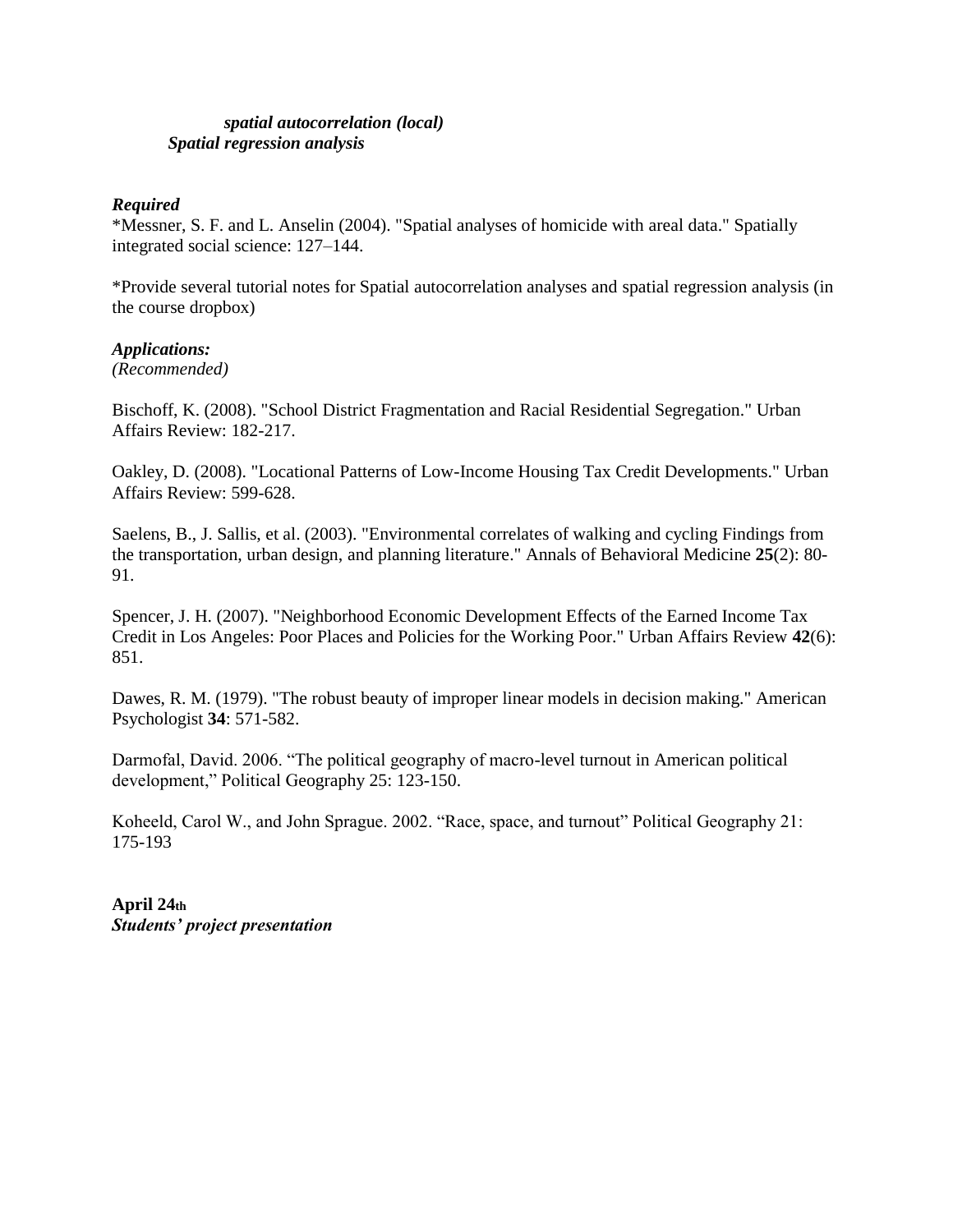*spatial autocorrelation (local)*

*Spatial regression analysis*

***Required***

*Messner, S. F. and L. Anselin (2004). "Spatial analyses of homicide with areal data." Spatially integrated social science: 127–144.

*Provide several tutorial notes for Spatial autocorrelation analyses and spatial regression analysis (in the course dropbox)

***Applications:***

*(Recommended)*

Bischoff, K. (2008). "School District Fragmentation and Racial Residential Segregation." Urban Affairs Review: 182-217.

Oakley, D. (2008). "Locational Patterns of Low-Income Housing Tax Credit Developments." Urban Affairs Review: 599-628.

Saelens, B., J. Sallis, et al. (2003). "Environmental correlates of walking and cycling Findings from the transportation, urban design, and planning literature." Annals of Behavioral Medicine **25**(2): 80-91.

Spencer, J. H. (2007). "Neighborhood Economic Development Effects of the Earned Income Tax Credit in Los Angeles: Poor Places and Policies for the Working Poor." Urban Affairs Review **42**(6): 851.

Dawes, R. M. (1979). "The robust beauty of improper linear models in decision making." American Psychologist **34**: 571-582.

Darmofal, David. 2006. "The political geography of macro-level turnout in American political development," Political Geography 25: 123-150.

Koheeld, Carol W., and John Sprague. 2002. "Race, space, and turnout" Political Geography 21: 175-193

**April 24th**

***Students' project presentation***